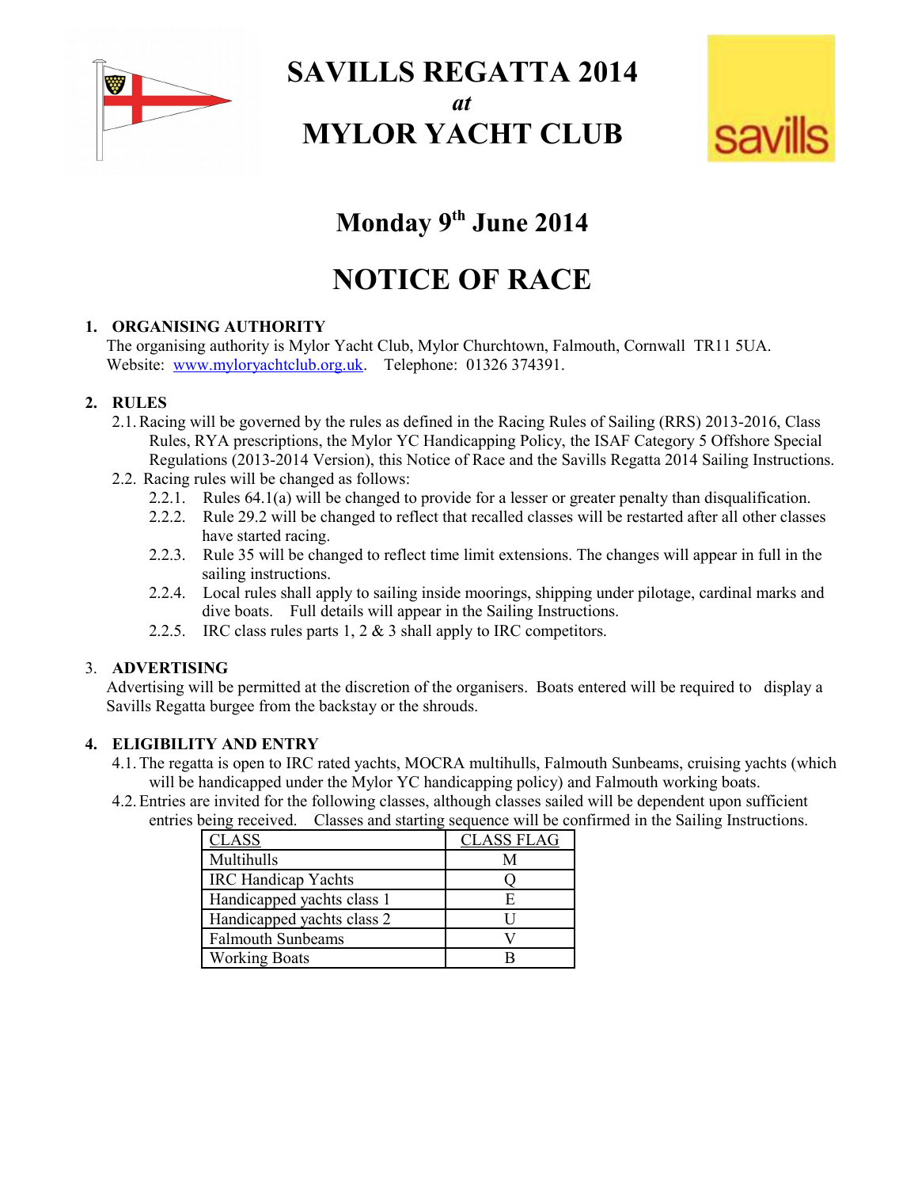# SAVILLS REGATTA 2014

*at*

# MYLOR YACHT CLUB

## Monday 9th June 2014

# NOTICE OF RACE

**1. ORGANISING AUTHORITY**

The organising authority is Mylor Yacht Club, Mylor Churchtown, Falmouth, Cornwall TR11 5UA. Website: www.myloryachtclub.org.uk. Telephone: 01326 374391.

**2. RULES**

2.1. Racing will be governed by the rules as defined in the Racing Rules of Sailing (RRS) 2013-2016, Class Rules, RYA prescriptions, the Mylor YC Handicapping Policy, the ISAF Category 5 Offshore Special Regulations (2013-2014 Version), this Notice of Race and the Savills Regatta 2014 Sailing Instructions.

2.2. Racing rules will be changed as follows:

2.2.1. Rules 64.1(a) will be changed to provide for a lesser or greater penalty than disqualification.

2.2.2. Rule 29.2 will be changed to reflect that recalled classes will be restarted after all other classes have started racing.

2.2.3. Rule 35 will be changed to reflect time limit extensions. The changes will appear in full in the sailing instructions.

2.2.4. Local rules shall apply to sailing inside moorings, shipping under pilotage, cardinal marks and dive boats. Full details will appear in the Sailing Instructions.

2.2.5. IRC class rules parts 1, 2 & 3 shall apply to IRC competitors.

3. **ADVERTISING**

Advertising will be permitted at the discretion of the organisers. Boats entered will be required to display a Savills Regatta burgee from the backstay or the shrouds.

**4. ELIGIBILITY AND ENTRY**

4.1. The regatta is open to IRC rated yachts, MOCRA multihulls, Falmouth Sunbeams, cruising yachts (which will be handicapped under the Mylor YC handicapping policy) and Falmouth working boats.

4.2. Entries are invited for the following classes, although classes sailed will be dependent upon sufficient entries being received. Classes and starting sequence will be confirmed in the Sailing Instructions.

| CLASS | CLASS FLAG |
|---|---|
| Multihulls | M |
| IRC Handicap Yachts | Q |
| Handicapped yachts class 1 | E |
| Handicapped yachts class 2 | U |
| Falmouth Sunbeams | V |
| Working Boats | B |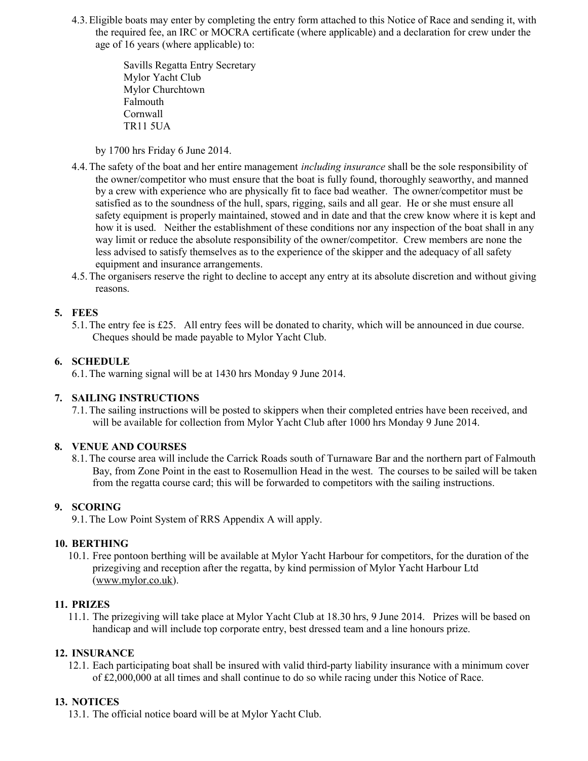4.3. Eligible boats may enter by completing the entry form attached to this Notice of Race and sending it, with the required fee, an IRC or MOCRA certificate (where applicable) and a declaration for crew under the age of 16 years (where applicable) to:

Savills Regatta Entry Secretary
Mylor Yacht Club
Mylor Churchtown
Falmouth
Cornwall
TR11 5UA

by 1700 hrs Friday 6 June 2014.

4.4. The safety of the boat and her entire management *including insurance* shall be the sole responsibility of the owner/competitor who must ensure that the boat is fully found, thoroughly seaworthy, and manned by a crew with experience who are physically fit to face bad weather. The owner/competitor must be satisfied as to the soundness of the hull, spars, rigging, sails and all gear. He or she must ensure all safety equipment is properly maintained, stowed and in date and that the crew know where it is kept and how it is used. Neither the establishment of these conditions nor any inspection of the boat shall in any way limit or reduce the absolute responsibility of the owner/competitor. Crew members are none the less advised to satisfy themselves as to the experience of the skipper and the adequacy of all safety equipment and insurance arrangements.

4.5. The organisers reserve the right to decline to accept any entry at its absolute discretion and without giving reasons.

## 5. FEES

5.1. The entry fee is £25. All entry fees will be donated to charity, which will be announced in due course. Cheques should be made payable to Mylor Yacht Club.

## 6. SCHEDULE

6.1. The warning signal will be at 1430 hrs Monday 9 June 2014.

## 7. SAILING INSTRUCTIONS

7.1. The sailing instructions will be posted to skippers when their completed entries have been received, and will be available for collection from Mylor Yacht Club after 1000 hrs Monday 9 June 2014.

## 8. VENUE AND COURSES

8.1. The course area will include the Carrick Roads south of Turnaware Bar and the northern part of Falmouth Bay, from Zone Point in the east to Rosemullion Head in the west. The courses to be sailed will be taken from the regatta course card; this will be forwarded to competitors with the sailing instructions.

## 9. SCORING

9.1. The Low Point System of RRS Appendix A will apply.

## 10. BERTHING

10.1. Free pontoon berthing will be available at Mylor Yacht Harbour for competitors, for the duration of the prizegiving and reception after the regatta, by kind permission of Mylor Yacht Harbour Ltd (www.mylor.co.uk).

## 11. PRIZES

11.1. The prizegiving will take place at Mylor Yacht Club at 18.30 hrs, 9 June 2014. Prizes will be based on handicap and will include top corporate entry, best dressed team and a line honours prize.

## 12. INSURANCE

12.1. Each participating boat shall be insured with valid third-party liability insurance with a minimum cover of £2,000,000 at all times and shall continue to do so while racing under this Notice of Race.

## 13. NOTICES

13.1. The official notice board will be at Mylor Yacht Club.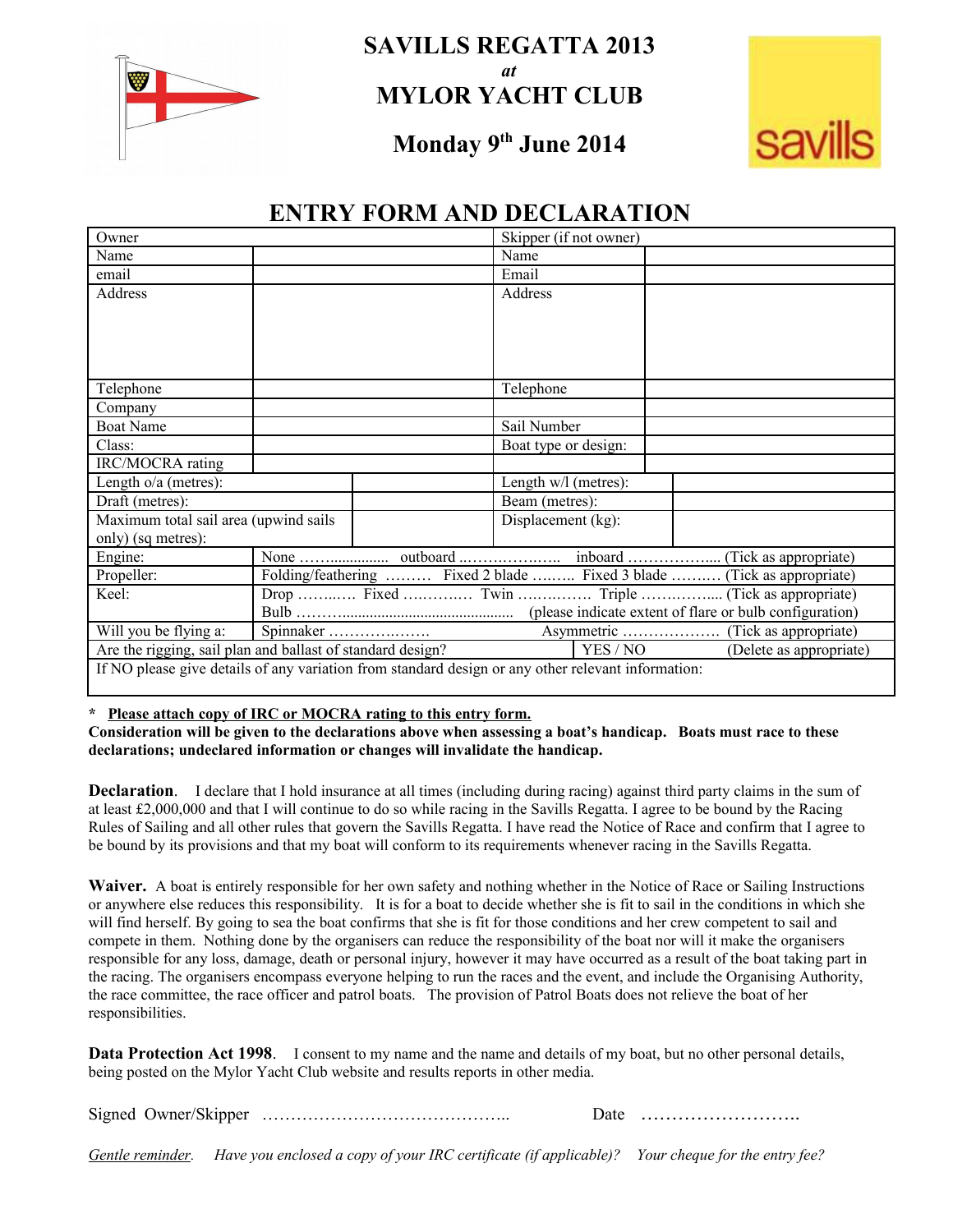# SAVILLS REGATTA 2013

*at*

# MYLOR YACHT CLUB

**Monday 9th June 2014**

## ENTRY FORM AND DECLARATION

| | | | |
|---|---|---|---|
| Owner | | Skipper (if not owner) | |
| Name | | Name | |
| email | | Email | |
| Address | | Address | |
| Telephone | | Telephone | |
| Company | | | |
| Boat Name | | Sail Number | |
| Class: | | Boat type or design: | |
| IRC/MOCRA rating | | | |
| Length o/a (metres): | | Length w/l (metres): | |
| Draft (metres): | | Beam (metres): | |
| Maximum total sail area (upwind sails only) (sq metres): | | Displacement (kg): | |
| Engine: | None ……............... outboard ..……….……. inboard ……………... (Tick as appropriate) | | |
| Propeller: | Folding/feathering ……… Fixed 2 blade ……... Fixed 3 blade ……..… (Tick as appropriate) | | |
| Keel: | Drop ……...…. Fixed ….……..… Twin ….……..…. Triple …….……..... (Tick as appropriate) Bulb ……….............................................. (please indicate extent of flare or bulb configuration) | | |
| Will you be flying a: | Spinnaker ………..……. Asymmetric ………………. (Tick as appropriate) | | |
| Are the rigging, sail plan and ballast of standard design? | | YES / NO | (Delete as appropriate) |
| If NO please give details of any variation from standard design or any other relevant information: | | | |

\* **Please attach copy of IRC or MOCRA rating to this entry form.**

**Consideration will be given to the declarations above when assessing a boat's handicap. Boats must race to these declarations; undeclared information or changes will invalidate the handicap.**

**Declaration**. I declare that I hold insurance at all times (including during racing) against third party claims in the sum of at least £2,000,000 and that I will continue to do so while racing in the Savills Regatta. I agree to be bound by the Racing Rules of Sailing and all other rules that govern the Savills Regatta. I have read the Notice of Race and confirm that I agree to be bound by its provisions and that my boat will conform to its requirements whenever racing in the Savills Regatta.

**Waiver.** A boat is entirely responsible for her own safety and nothing whether in the Notice of Race or Sailing Instructions or anywhere else reduces this responsibility. It is for a boat to decide whether she is fit to sail in the conditions in which she will find herself. By going to sea the boat confirms that she is fit for those conditions and her crew competent to sail and compete in them. Nothing done by the organisers can reduce the responsibility of the boat nor will it make the organisers responsible for any loss, damage, death or personal injury, however it may have occurred as a result of the boat taking part in the racing. The organisers encompass everyone helping to run the races and the event, and include the Organising Authority, the race committee, the race officer and patrol boats. The provision of Patrol Boats does not relieve the boat of her responsibilities.

**Data Protection Act 1998**. I consent to my name and the name and details of my boat, but no other personal details, being posted on the Mylor Yacht Club website and results reports in other media.

Signed Owner/Skipper …………………………………….. Date …………………….

*Gentle reminder. Have you enclosed a copy of your IRC certificate (if applicable)? Your cheque for the entry fee?*